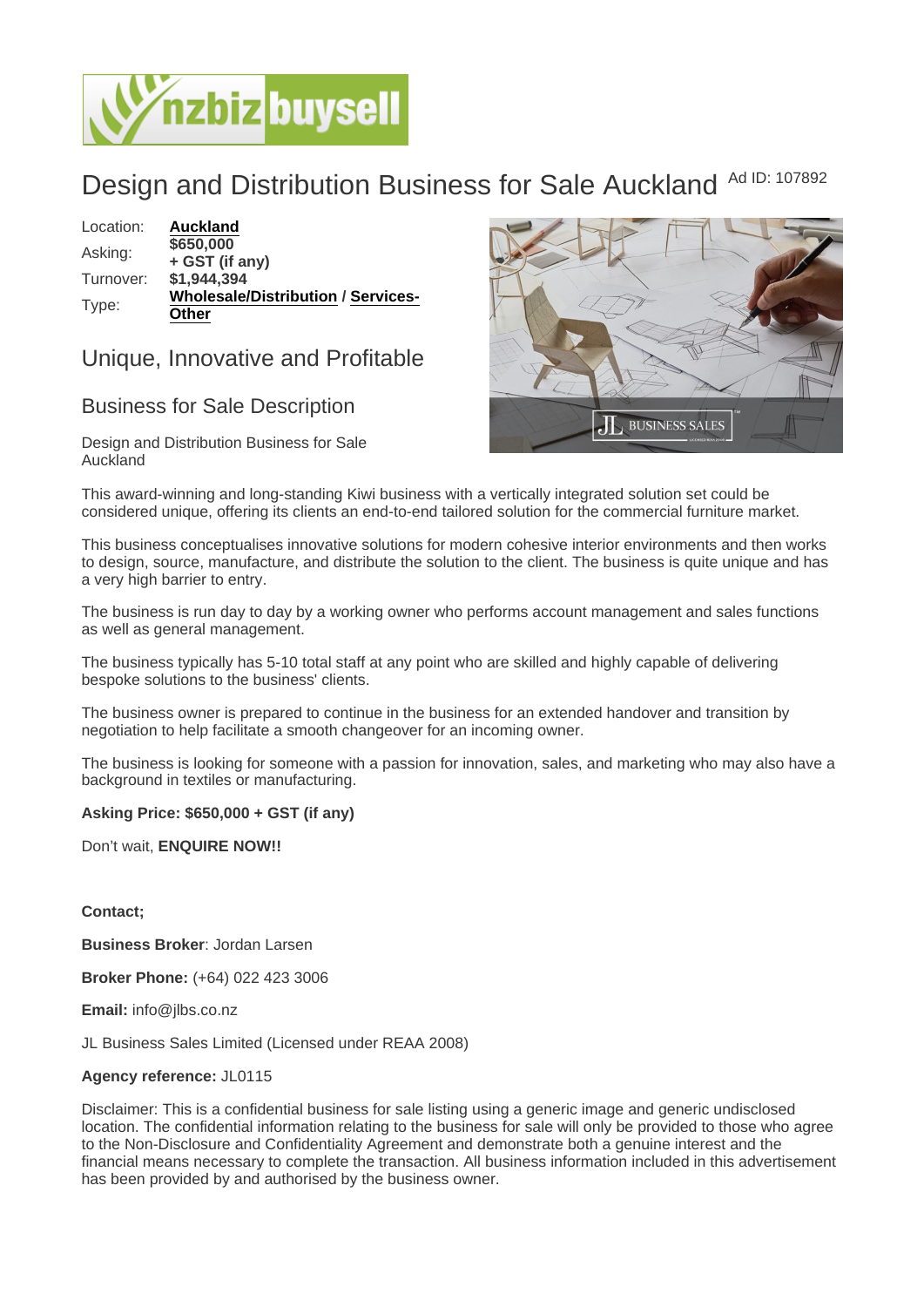# Design and Distribution Business for Sale Auckland

Ad ID: 107892

| | |
|---|---|
| Location: | **Auckland** |
| Asking: | **$650,000 + GST (if any)** |
| Turnover: | **$1,944,394** |
| Type: | **Wholesale/Distribution / Services-Other** |

## Unique, Innovative and Profitable

## Business for Sale Description

Design and Distribution Business for Sale Auckland

This award-winning and long-standing Kiwi business with a vertically integrated solution set could be considered unique, offering its clients an end-to-end tailored solution for the commercial furniture market.

This business conceptualises innovative solutions for modern cohesive interior environments and then works to design, source, manufacture, and distribute the solution to the client. The business is quite unique and has a very high barrier to entry.

The business is run day to day by a working owner who performs account management and sales functions as well as general management.

The business typically has 5-10 total staff at any point who are skilled and highly capable of delivering bespoke solutions to the business' clients.

The business owner is prepared to continue in the business for an extended handover and transition by negotiation to help facilitate a smooth changeover for an incoming owner.

The business is looking for someone with a passion for innovation, sales, and marketing who may also have a background in textiles or manufacturing.

**Asking Price: $650,000 + GST (if any)**

Don't wait, **ENQUIRE NOW!!**

**Contact;**

**Business Broker**: Jordan Larsen

**Broker Phone:** (+64) 022 423 3006

**Email:** info@jlbs.co.nz

JL Business Sales Limited (Licensed under REAA 2008)

**Agency reference:** JL0115

Disclaimer: This is a confidential business for sale listing using a generic image and generic undisclosed location. The confidential information relating to the business for sale will only be provided to those who agree to the Non-Disclosure and Confidentiality Agreement and demonstrate both a genuine interest and the financial means necessary to complete the transaction. All business information included in this advertisement has been provided by and authorised by the business owner.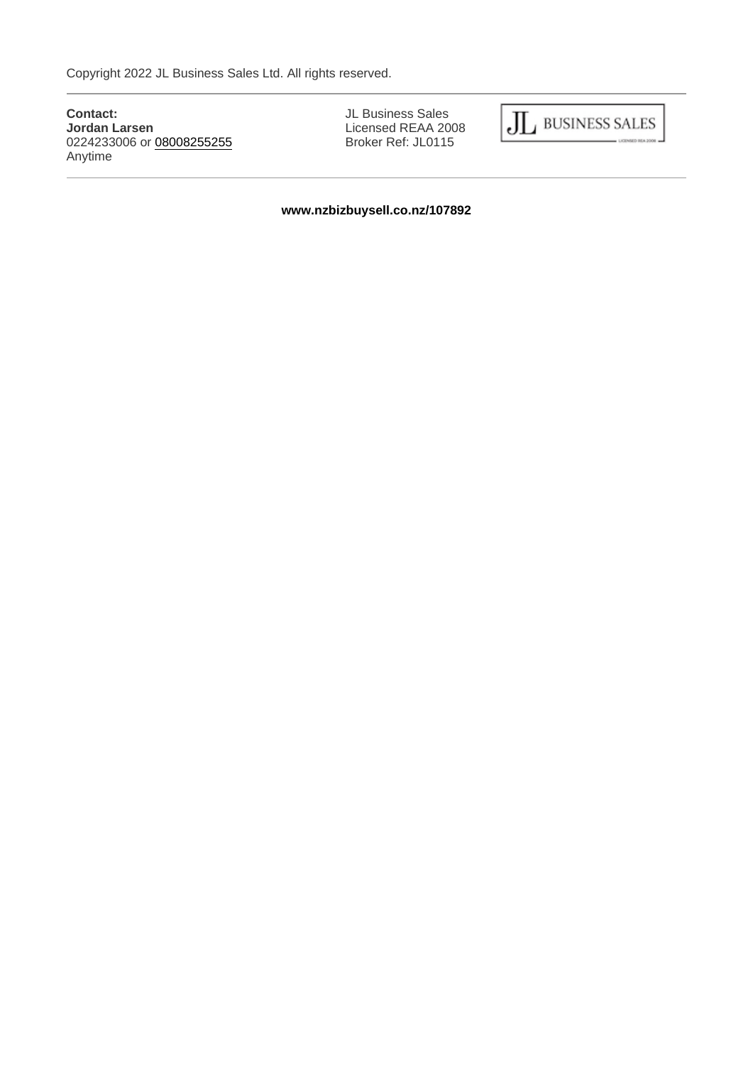Copyright 2022 JL Business Sales Ltd. All rights reserved.

---

**Contact:**
**Jordan Larsen**
0224233006 or 08008255255
Anytime

JL Business Sales
Licensed REAA 2008
Broker Ref: JL0115

JL BUSINESS SALES

---

**www.nzbizbuysell.co.nz/107892**